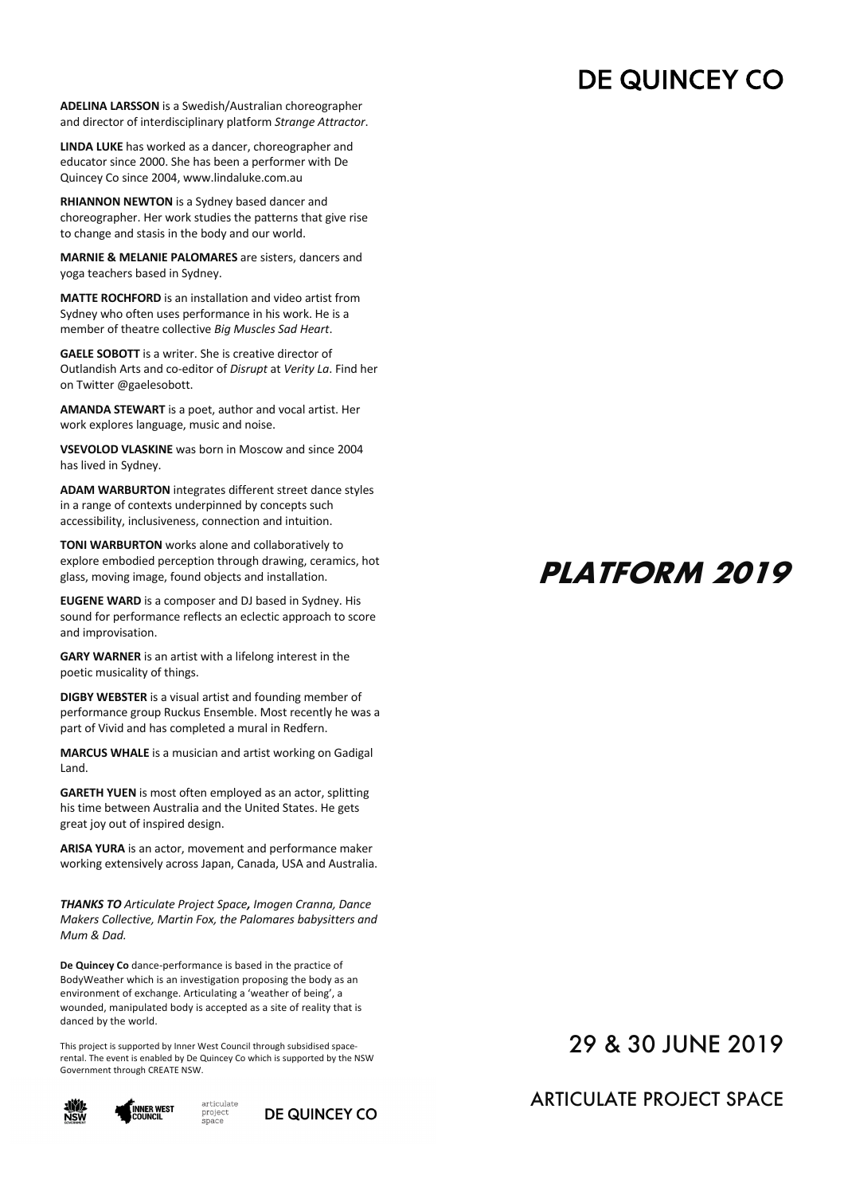**ADELINA LARSSON** is a Swedish/Australian choreographer and director of interdisciplinary platform *Strange Attractor*.

**LINDA LUKE** has worked as a dancer, choreographer and educator since 2000. She has been a performer with De Quincey Co since 2004, www.lindaluke.com.au

**RHIANNON NEWTON** is a Sydney based dancer and choreographer. Her work studies the patterns that give rise to change and stasis in the body and our world.

**MARNIE & MELANIE PALOMARES** are sisters, dancers and yoga teachers based in Sydney.

**MATTE ROCHFORD** is an installation and video artist from Sydney who often uses performance in his work. He is a member of theatre collective *Big Muscles Sad Heart*.

**GAELE SOBOTT** is a writer. She is creative director of Outlandish Arts and co-editor of *Disrupt* at *Verity La*. Find her on Twitter @gaelesobott.

**AMANDA STEWART** is a poet, author and vocal artist. Her work explores language, music and noise.

**VSEVOLOD VLASKINE** was born in Moscow and since 2004 has lived in Sydney.

**ADAM WARBURTON** integrates different street dance styles in a range of contexts underpinned by concepts such accessibility, inclusiveness, connection and intuition.

**TONI WARBURTON** works alone and collaboratively to explore embodied perception through drawing, ceramics, hot glass, moving image, found objects and installation.

**EUGENE WARD** is a composer and DJ based in Sydney. His sound for performance reflects an eclectic approach to score and improvisation.

**GARY WARNER** is an artist with a lifelong interest in the poetic musicality of things.

**DIGBY WEBSTER** is a visual artist and founding member of performance group Ruckus Ensemble. Most recently he was a part of Vivid and has completed a mural in Redfern.

**MARCUS WHALE** is a musician and artist working on Gadigal Land.

**GARETH YUEN** is most often employed as an actor, splitting his time between Australia and the United States. He gets great joy out of inspired design.

**ARISA YURA** is an actor, movement and performance maker working extensively across Japan, Canada, USA and Australia.

***THANKS TO*** *Articulate Project Space**,** Imogen Cranna, Dance Makers Collective, Martin Fox, the Palomares babysitters and Mum & Dad.*

**De Quincey Co** dance-performance is based in the practice of BodyWeather which is an investigation proposing the body as an environment of exchange. Articulating a 'weather of being', a wounded, manipulated body is accepted as a site of reality that is danced by the world.

This project is supported by Inner West Council through subsidised space-rental. The event is enabled by De Quincey Co which is supported by the NSW Government through CREATE NSW.

NSW Government · Inner West Council · articulate project space · DE QUINCEY CO

# DE QUINCEY CO

# *PLATFORM 2019*

## 29 & 30 JUNE 2019

## ARTICULATE PROJECT SPACE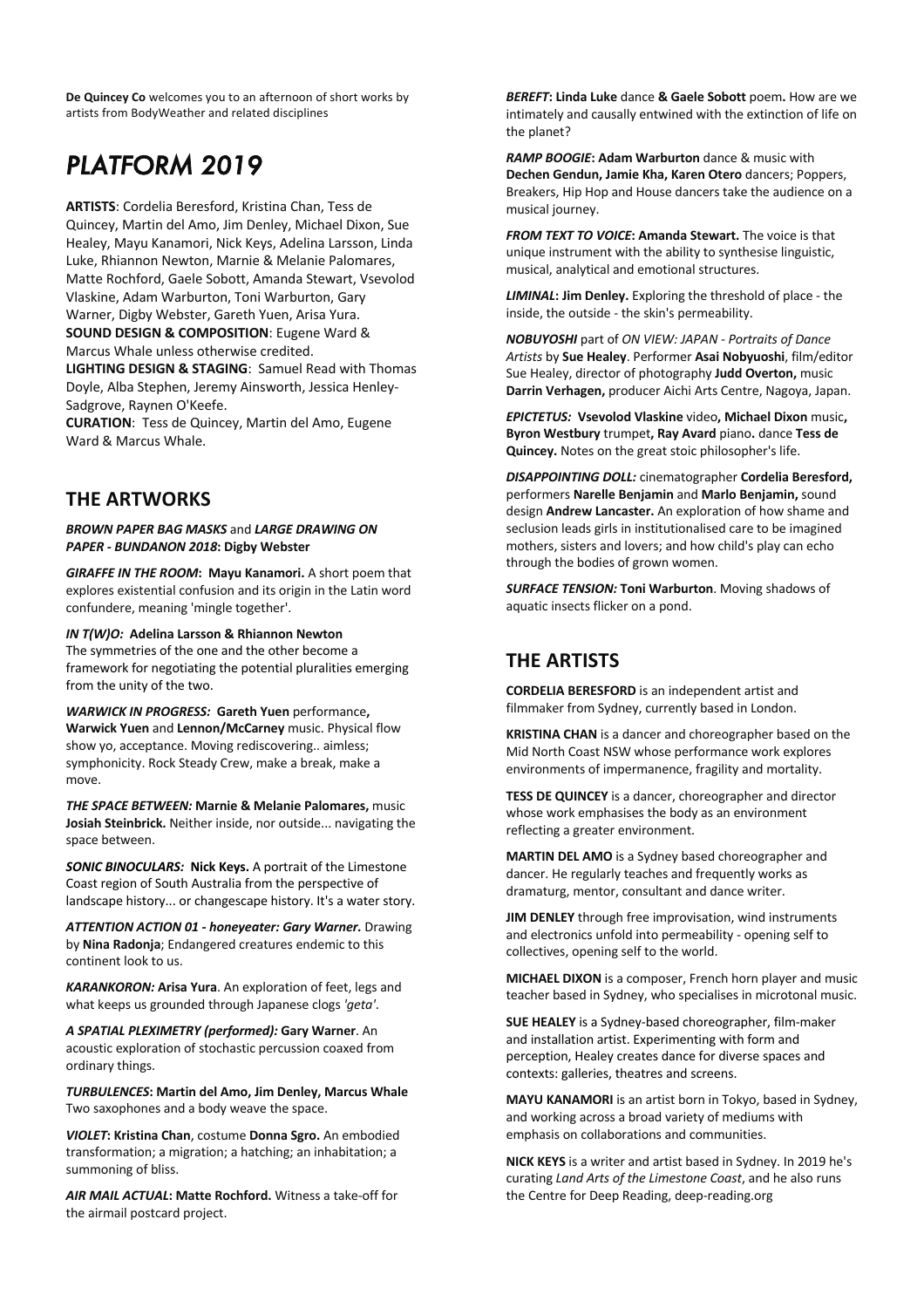**De Quincey Co** welcomes you to an afternoon of short works by artists from BodyWeather and related disciplines

# *PLATFORM 2019*

**ARTISTS**: Cordelia Beresford, Kristina Chan, Tess de Quincey, Martin del Amo, Jim Denley, Michael Dixon, Sue Healey, Mayu Kanamori, Nick Keys, Adelina Larsson, Linda Luke, Rhiannon Newton, Marnie & Melanie Palomares, Matte Rochford, Gaele Sobott, Amanda Stewart, Vsevolod Vlaskine, Adam Warburton, Toni Warburton, Gary Warner, Digby Webster, Gareth Yuen, Arisa Yura.
**SOUND DESIGN & COMPOSITION**: Eugene Ward & Marcus Whale unless otherwise credited.
**LIGHTING DESIGN & STAGING**: Samuel Read with Thomas Doyle, Alba Stephen, Jeremy Ainsworth, Jessica Henley-Sadgrove, Raynen O'Keefe.
**CURATION**: Tess de Quincey, Martin del Amo, Eugene Ward & Marcus Whale.

## THE ARTWORKS

***BROWN PAPER BAG MASKS*** **and** ***LARGE DRAWING ON PAPER - BUNDANON 2018*****: Digby Webster**

***GIRAFFE IN THE ROOM*****: Mayu Kanamori.** A short poem that explores existential confusion and its origin in the Latin word confundere, meaning 'mingle together'.

***IN T(W)O:*** **Adelina Larsson & Rhiannon Newton**
The symmetries of the one and the other become a framework for negotiating the potential pluralities emerging from the unity of the two.

***WARWICK IN PROGRESS:*** **Gareth Yuen** performance**, Warwick Yuen** and **Lennon/McCartney** music. Physical flow show yo, acceptance. Moving rediscovering.. aimless; symphonicity. Rock Steady Crew, make a break, make a move.

***THE SPACE BETWEEN:*** **Marnie & Melanie Palomares,** music **Josiah Steinbrick.** Neither inside, nor outside... navigating the space between.

***SONIC BINOCULARS:*** **Nick Keys.** A portrait of the Limestone Coast region of South Australia from the perspective of landscape history... or changescape history. It's a water story.

***ATTENTION ACTION 01 - honeyeater: Gary Warner.*** Drawing by **Nina Radonja**; Endangered creatures endemic to this continent look to us.

***KARANKORON:*** **Arisa Yura**. An exploration of feet, legs and what keeps us grounded through Japanese clogs *'geta'*.

***A SPATIAL PLEXIMETRY (performed):*** **Gary Warner**. An acoustic exploration of stochastic percussion coaxed from ordinary things.

***TURBULENCES*****: Martin del Amo, Jim Denley, Marcus Whale**
Two saxophones and a body weave the space.

***VIOLET*****: Kristina Chan**, costume **Donna Sgro.** An embodied transformation; a migration; a hatching; an inhabitation; a summoning of bliss.

***AIR MAIL ACTUAL*****: Matte Rochford.** Witness a take-off for the airmail postcard project.

***BEREFT*****: Linda Luke** dance **& Gaele Sobott** poem**.** How are we intimately and causally entwined with the extinction of life on the planet?

***RAMP BOOGIE*****: Adam Warburton** dance & music with **Dechen Gendun, Jamie Kha, Karen Otero** dancers; Poppers, Breakers, Hip Hop and House dancers take the audience on a musical journey.

***FROM TEXT TO VOICE*****: Amanda Stewart.** The voice is that unique instrument with the ability to synthesise linguistic, musical, analytical and emotional structures.

***LIMINAL*****: Jim Denley.** Exploring the threshold of place - the inside, the outside - the skin's permeability.

***NOBUYOSHI*** part of *ON VIEW: JAPAN - Portraits of Dance Artists* by **Sue Healey**. Performer **Asai Nobyuoshi**, film/editor Sue Healey, director of photography **Judd Overton,** music **Darrin Verhagen,** producer Aichi Arts Centre, Nagoya, Japan.

***EPICTETUS:*** **Vsevolod Vlaskine** video**, Michael Dixon** music**, Byron Westbury** trumpet**, Ray Avard** piano**.** dance **Tess de Quincey.** Notes on the great stoic philosopher's life.

***DISAPPOINTING DOLL:*** cinematographer **Cordelia Beresford,** performers **Narelle Benjamin** and **Marlo Benjamin,** sound design **Andrew Lancaster.** An exploration of how shame and seclusion leads girls in institutionalised care to be imagined mothers, sisters and lovers; and how child's play can echo through the bodies of grown women.

***SURFACE TENSION:*** **Toni Warburton**. Moving shadows of aquatic insects flicker on a pond.

## THE ARTISTS

**CORDELIA BERESFORD** is an independent artist and filmmaker from Sydney, currently based in London.

**KRISTINA CHAN** is a dancer and choreographer based on the Mid North Coast NSW whose performance work explores environments of impermanence, fragility and mortality.

**TESS DE QUINCEY** is a dancer, choreographer and director whose work emphasises the body as an environment reflecting a greater environment.

**MARTIN DEL AMO** is a Sydney based choreographer and dancer. He regularly teaches and frequently works as dramaturg, mentor, consultant and dance writer.

**JIM DENLEY** through free improvisation, wind instruments and electronics unfold into permeability - opening self to collectives, opening self to the world.

**MICHAEL DIXON** is a composer, French horn player and music teacher based in Sydney, who specialises in microtonal music.

**SUE HEALEY** is a Sydney-based choreographer, film-maker and installation artist. Experimenting with form and perception, Healey creates dance for diverse spaces and contexts: galleries, theatres and screens.

**MAYU KANAMORI** is an artist born in Tokyo, based in Sydney, and working across a broad variety of mediums with emphasis on collaborations and communities.

**NICK KEYS** is a writer and artist based in Sydney. In 2019 he's curating *Land Arts of the Limestone Coast*, and he also runs the Centre for Deep Reading, deep-reading.org